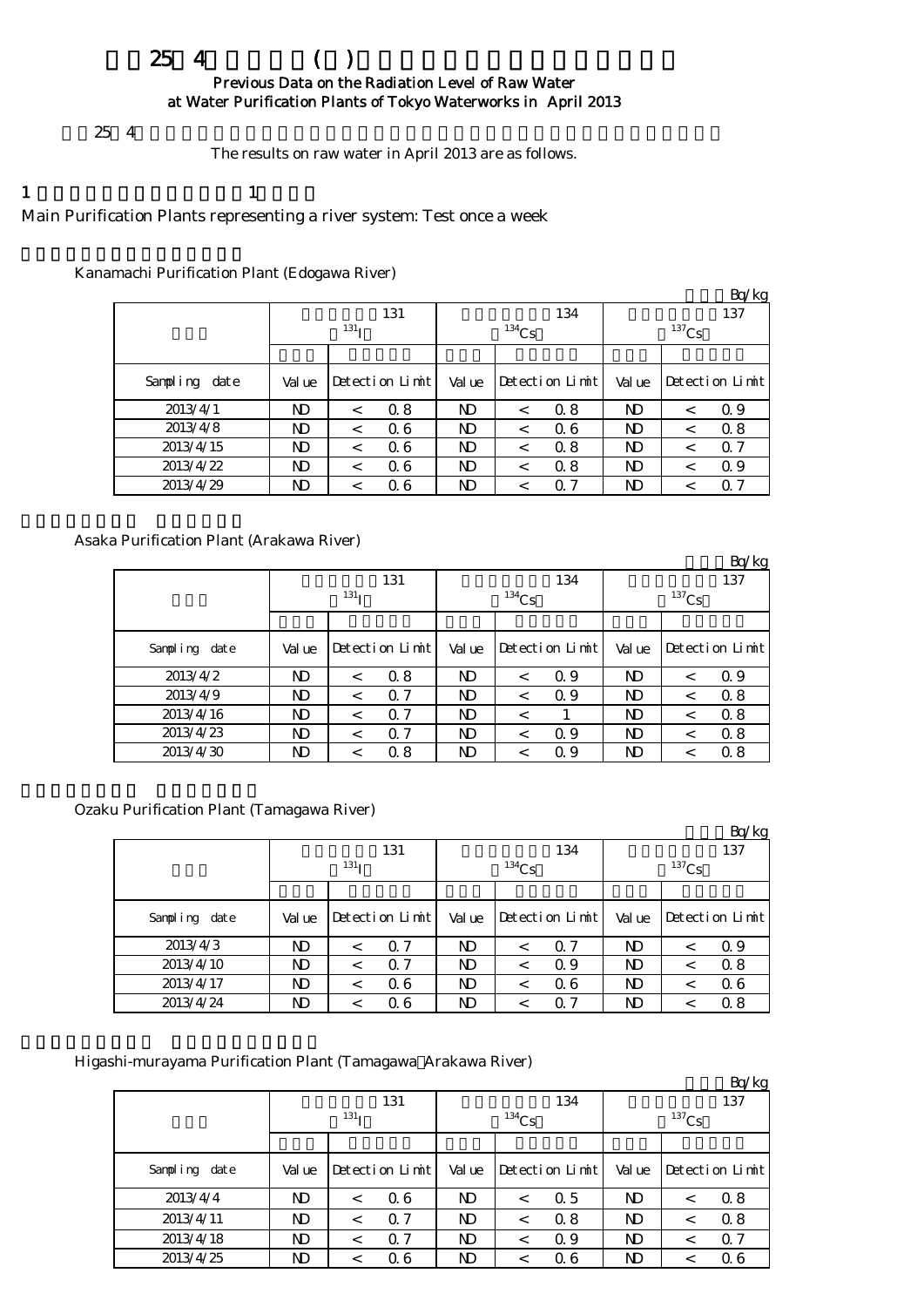# 平成25年4月の浄水所(場)の原水の放射能測定結果について

## Previous Data on the Radiation Level of Raw Water at Water Purification Plants of Tokyo Waterworks in April 2013

平成25年4月の原水の測定結果は以下のとおりです。

The results on raw water in April 2013 are as follows.

## 1 水系を代表する浄水場：週1回測定

Main Purification Plants representing a river system: Test once a week

### 金町浄水場（江戸川）

Kanamachi Purification Plant (Edogawa River)

単位：Bq/kg

| 採水日 | 放射性ヨウ素131 $^{131}I$ | | 放射性セシウム134 $^{134}Cs$ | | 放射性セシウム137 $^{137}Cs$ | |
|---|---|---|---|---|---|---|
| | 測定値 | 検出限界値 | 測定値 | 検出限界値 | 測定値 | 検出限界値 |
| Sampling date | Value | Detection Limit | Value | Detection Limit | Value | Detection Limit |
| 2013/4/1 | ND | < 0.8 | ND | < 0.8 | ND | < 0.9 |
| 2013/4/8 | ND | < 0.6 | ND | < 0.6 | ND | < 0.8 |
| 2013/4/15 | ND | < 0.6 | ND | < 0.8 | ND | < 0.7 |
| 2013/4/22 | ND | < 0.6 | ND | < 0.8 | ND | < 0.9 |
| 2013/4/29 | ND | < 0.6 | ND | < 0.7 | ND | < 0.7 |

### 朝霞浄水場（荒川）

Asaka Purification Plant (Arakawa River)

単位：Bq/kg

| 採水日 | 放射性ヨウ素131 $^{131}I$ | | 放射性セシウム134 $^{134}Cs$ | | 放射性セシウム137 $^{137}Cs$ | |
|---|---|---|---|---|---|---|
| | 測定値 | 検出限界値 | 測定値 | 検出限界値 | 測定値 | 検出限界値 |
| Sampling date | Value | Detection Limit | Value | Detection Limit | Value | Detection Limit |
| 2013/4/2 | ND | < 0.8 | ND | < 0.9 | ND | < 0.9 |
| 2013/4/9 | ND | < 0.7 | ND | < 0.9 | ND | < 0.8 |
| 2013/4/16 | ND | < 0.7 | ND | < 1 | ND | < 0.8 |
| 2013/4/23 | ND | < 0.7 | ND | < 0.9 | ND | < 0.8 |
| 2013/4/30 | ND | < 0.8 | ND | < 0.9 | ND | < 0.8 |

### 小作浄水場（多摩川）

Ozaku Purification Plant (Tamagawa River)

単位：Bq/kg

| 採水日 | 放射性ヨウ素131 $^{131}I$ | | 放射性セシウム134 $^{134}Cs$ | | 放射性セシウム137 $^{137}Cs$ | |
|---|---|---|---|---|---|---|
| | 測定値 | 検出限界値 | 測定値 | 検出限界値 | 測定値 | 検出限界値 |
| Sampling date | Value | Detection Limit | Value | Detection Limit | Value | Detection Limit |
| 2013/4/3 | ND | < 0.7 | ND | < 0.7 | ND | < 0.9 |
| 2013/4/10 | ND | < 0.7 | ND | < 0.9 | ND | < 0.8 |
| 2013/4/17 | ND | < 0.6 | ND | < 0.6 | ND | < 0.6 |
| 2013/4/24 | ND | < 0.6 | ND | < 0.7 | ND | < 0.8 |

### 東村山浄水場（多摩川・荒川）

Higashi-murayama Purification Plant (Tamagawa・Arakawa River)

単位：Bq/kg

| 採水日 | 放射性ヨウ素131 $^{131}I$ | | 放射性セシウム134 $^{134}Cs$ | | 放射性セシウム137 $^{137}Cs$ | |
|---|---|---|---|---|---|---|
| | 測定値 | 検出限界値 | 測定値 | 検出限界値 | 測定値 | 検出限界値 |
| Sampling date | Value | Detection Limit | Value | Detection Limit | Value | Detection Limit |
| 2013/4/4 | ND | < 0.6 | ND | < 0.5 | ND | < 0.8 |
| 2013/4/11 | ND | < 0.7 | ND | < 0.8 | ND | < 0.8 |
| 2013/4/18 | ND | < 0.7 | ND | < 0.9 | ND | < 0.7 |
| 2013/4/25 | ND | < 0.6 | ND | < 0.6 | ND | < 0.6 |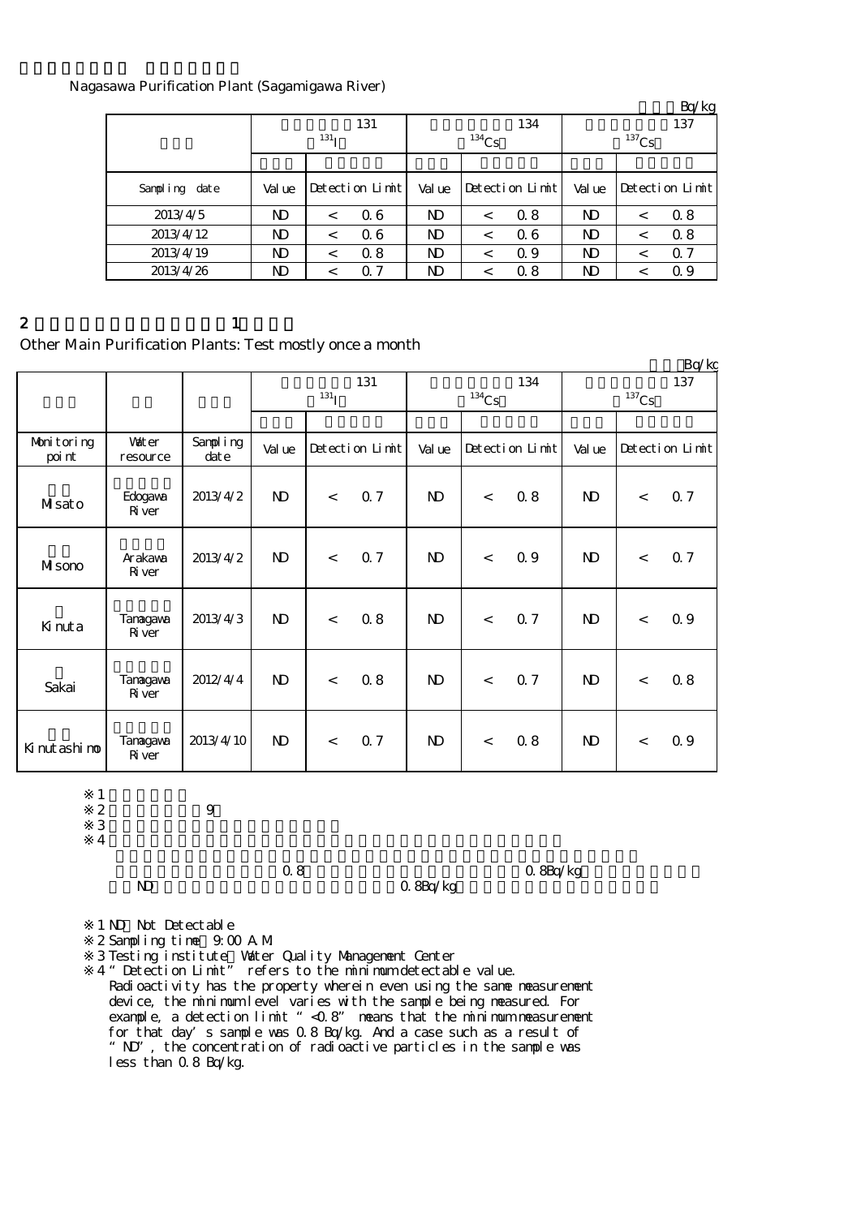Nagasawa Purification Plant (Sagamigawa River)

Bq/kg

| | 131 $^{131}I$ | | 134 $^{134}Cs$ | | 137 $^{137}Cs$ | |
|---|---|---|---|---|---|---|
| Sampling date | Value | Detection Limit | Value | Detection Limit | Value | Detection Limit |
| 2013/4/5 | ND | < 0.6 | ND | < 0.8 | ND | < 0.8 |
| 2013/4/12 | ND | < 0.6 | ND | < 0.6 | ND | < 0.8 |
| 2013/4/19 | ND | < 0.8 | ND | < 0.9 | ND | < 0.7 |
| 2013/4/26 | ND | < 0.7 | ND | < 0.8 | ND | < 0.9 |

2 1

Other Main Purification Plants: Test mostly once a month

Bq/kg

| | | | 131 $^{131}I$ | | 134 $^{134}Cs$ | | 137 $^{137}Cs$ | |
|---|---|---|---|---|---|---|---|---|
| Monitoring point | Water resource | Sampling date | Value | Detection Limit | Value | Detection Limit | Value | Detection Limit |
| Misato | Edogawa River | 2013/4/2 | ND | < 0.7 | ND | < 0.8 | ND | < 0.7 |
| Misono | Arakawa River | 2013/4/2 | ND | < 0.7 | ND | < 0.9 | ND | < 0.7 |
| Kinuta | Tamagawa River | 2013/4/3 | ND | < 0.8 | ND | < 0.7 | ND | < 0.9 |
| Sakai | Tamagawa River | 2012/4/4 | ND | < 0.8 | ND | < 0.7 | ND | < 0.8 |
| Kinutashimo | Tamagawa River | 2013/4/10 | ND | < 0.7 | ND | < 0.8 | ND | < 0.9 |

※1
※2 9
※3
※4
0.8 0.8Bq/kg
ND 0.8Bq/kg

※1 ND: Not Detectable
※2 Sampling time: 9:00 A.M.
※3 Testing institute: Water Quality Management Center
※4 "Detection Limit" refers to the minimum detectable value. Radioactivity has the property wherein even using the same measurement device, the minimum level varies with the sample being measured. For example, a detection limit "<0.8" means that the minimum measurement for that day's sample was 0.8 Bq/kg. And a case such as a result of "ND", the concentration of radioactive particles in the sample was less than 0.8 Bq/kg.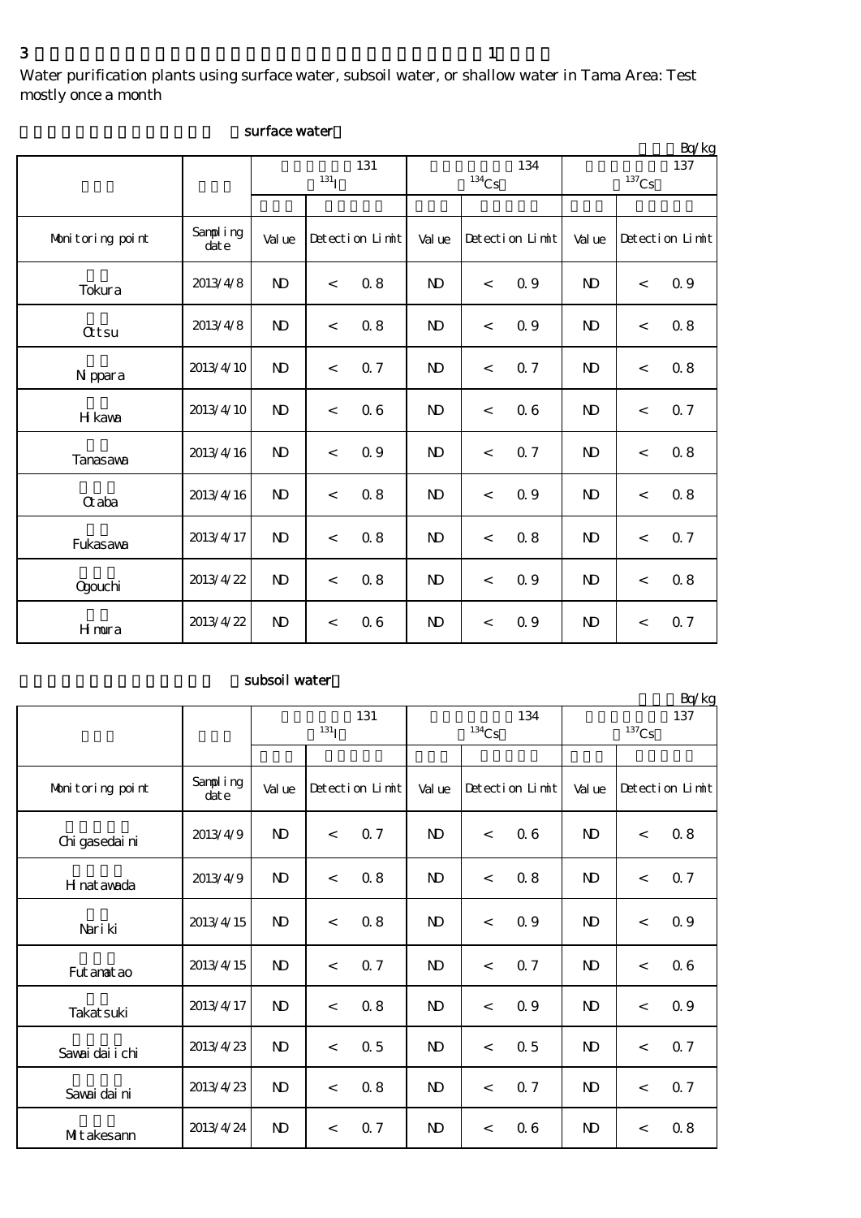3 1

Water purification plants using surface water, subsoil water, or shallow water in Tama Area: Test mostly once a month

surface water

Bq/kg

| | | 131 $^{131}$I | | | 134 $^{134}$Cs | | | 137 $^{137}$Cs | | |
|---|---|---|---|---|---|---|---|---|---|---|
| Monitoring point | Sampling date | Value | Detection Limit | | Value | Detection Limit | | Value | Detection Limit | |
| Tokura | 2013/4/8 | ND | < | 0.8 | ND | < | 0.9 | ND | < | 0.9 |
| Ottsu | 2013/4/8 | ND | < | 0.8 | ND | < | 0.9 | ND | < | 0.8 |
| Nippara | 2013/4/10 | ND | < | 0.7 | ND | < | 0.7 | ND | < | 0.8 |
| Hikawa | 2013/4/10 | ND | < | 0.6 | ND | < | 0.6 | ND | < | 0.7 |
| Tanasawa | 2013/4/16 | ND | < | 0.9 | ND | < | 0.7 | ND | < | 0.8 |
| Otaba | 2013/4/16 | ND | < | 0.8 | ND | < | 0.9 | ND | < | 0.8 |
| Fukasawa | 2013/4/17 | ND | < | 0.8 | ND | < | 0.8 | ND | < | 0.7 |
| Ogouchi | 2013/4/22 | ND | < | 0.8 | ND | < | 0.9 | ND | < | 0.8 |
| Himura | 2013/4/22 | ND | < | 0.6 | ND | < | 0.9 | ND | < | 0.7 |

subsoil water

Bq/kg

| | | 131 $^{131}$I | | | 134 $^{134}$Cs | | | 137 $^{137}$Cs | | |
|---|---|---|---|---|---|---|---|---|---|---|
| Monitoring point | Sampling date | Value | Detection Limit | | Value | Detection Limit | | Value | Detection Limit | |
| Chigasedaini | 2013/4/9 | ND | < | 0.7 | ND | < | 0.6 | ND | < | 0.8 |
| Hinatawada | 2013/4/9 | ND | < | 0.8 | ND | < | 0.8 | ND | < | 0.7 |
| Nariki | 2013/4/15 | ND | < | 0.8 | ND | < | 0.9 | ND | < | 0.9 |
| Futamatao | 2013/4/15 | ND | < | 0.7 | ND | < | 0.7 | ND | < | 0.6 |
| Takatsuki | 2013/4/17 | ND | < | 0.8 | ND | < | 0.9 | ND | < | 0.9 |
| Sawaidaiichi | 2013/4/23 | ND | < | 0.5 | ND | < | 0.5 | ND | < | 0.7 |
| Sawaidaini | 2013/4/23 | ND | < | 0.8 | ND | < | 0.7 | ND | < | 0.7 |
| Mitakesann | 2013/4/24 | ND | < | 0.7 | ND | < | 0.6 | ND | < | 0.8 |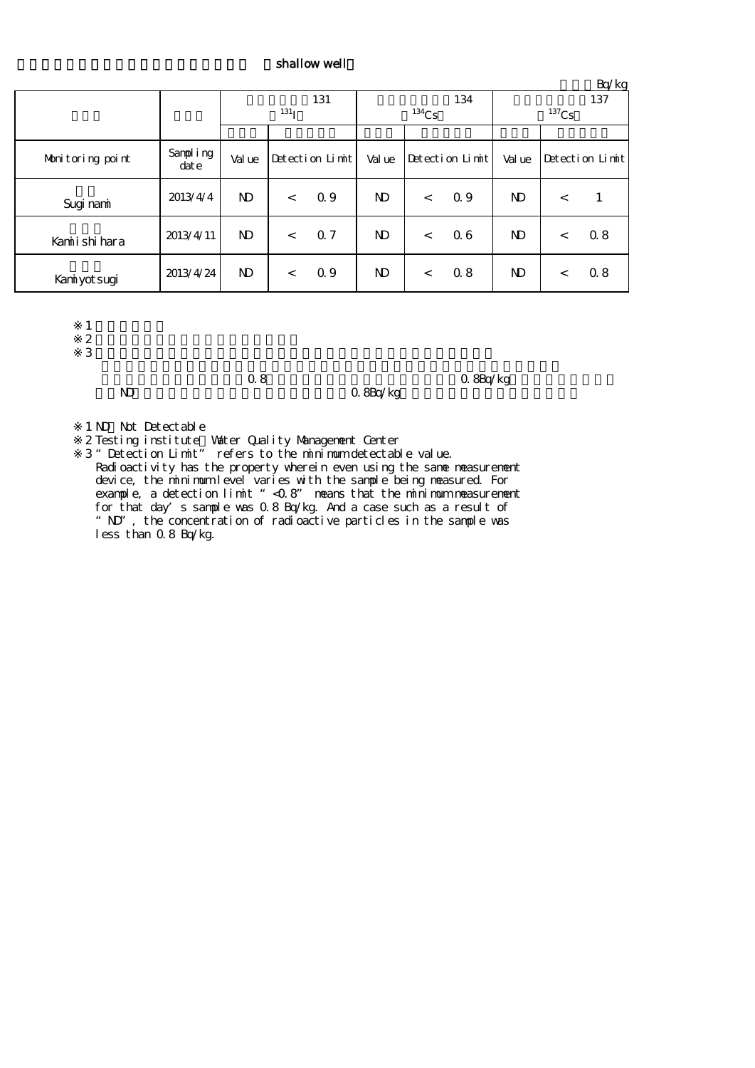（shallow well）

Bq/kg

| | | 131 $^{131}$I | | 134 $^{134}$Cs | | 137 $^{137}$Cs | |
|---|---|---|---|---|---|---|---|
| Monitoring point | Sampling date | Value | Detection Limit | Value | Detection Limit | Value | Detection Limit |
| Suginami | 2013/4/4 | ND | < 0.9 | ND | < 0.9 | ND | < 1 |
| Kamiishihara | 2013/4/11 | ND | < 0.7 | ND | < 0.6 | ND | < 0.8 |
| Kamiyotsugi | 2013/4/24 | ND | < 0.9 | ND | < 0.8 | ND | < 0.8 |

※1
※2
※3

0.8 0.8Bq/kg
ND 0.8Bq/kg

※1 ND：Not Detectable
※2 Testing institute：Water Quality Management Center
※3 "Detection Limit" refers to the minimum detectable value.
Radioactivity has the property wherein even using the same measurement device, the minimum level varies with the sample being measured. For example, a detection limit "<0.8" means that the minimum measurement for that day's sample was 0.8 Bq/kg. And a case such as a result of "ND", the concentration of radioactive particles in the sample was less than 0.8 Bq/kg.